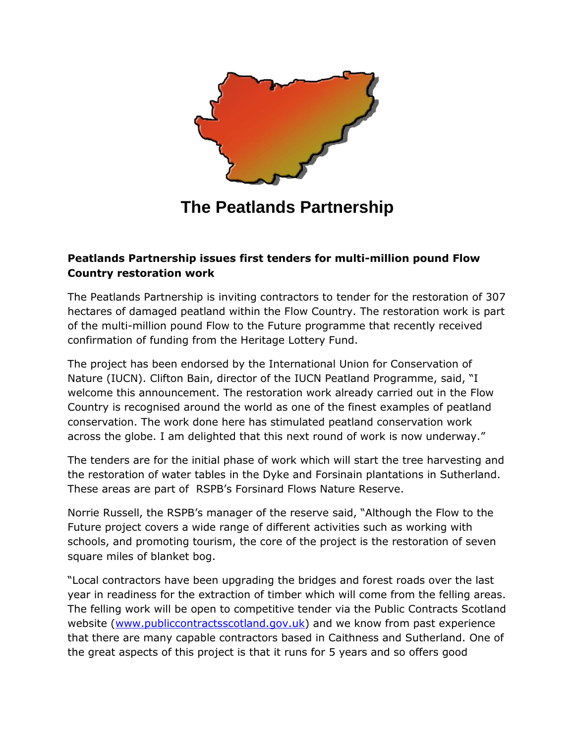# The Peatlands Partnership

**Peatlands Partnership issues first tenders for multi-million pound Flow Country restoration work**

The Peatlands Partnership is inviting contractors to tender for the restoration of 307 hectares of damaged peatland within the Flow Country. The restoration work is part of the multi-million pound Flow to the Future programme that recently received confirmation of funding from the Heritage Lottery Fund.

The project has been endorsed by the International Union for Conservation of Nature (IUCN). Clifton Bain, director of the IUCN Peatland Programme, said, "I welcome this announcement. The restoration work already carried out in the Flow Country is recognised around the world as one of the finest examples of peatland conservation. The work done here has stimulated peatland conservation work across the globe. I am delighted that this next round of work is now underway."

The tenders are for the initial phase of work which will start the tree harvesting and the restoration of water tables in the Dyke and Forsinain plantations in Sutherland. These areas are part of RSPB's Forsinard Flows Nature Reserve.

Norrie Russell, the RSPB's manager of the reserve said, "Although the Flow to the Future project covers a wide range of different activities such as working with schools, and promoting tourism, the core of the project is the restoration of seven square miles of blanket bog.

"Local contractors have been upgrading the bridges and forest roads over the last year in readiness for the extraction of timber which will come from the felling areas. The felling work will be open to competitive tender via the Public Contracts Scotland website (www.publiccontractsscotland.gov.uk) and we know from past experience that there are many capable contractors based in Caithness and Sutherland. One of the great aspects of this project is that it runs for 5 years and so offers good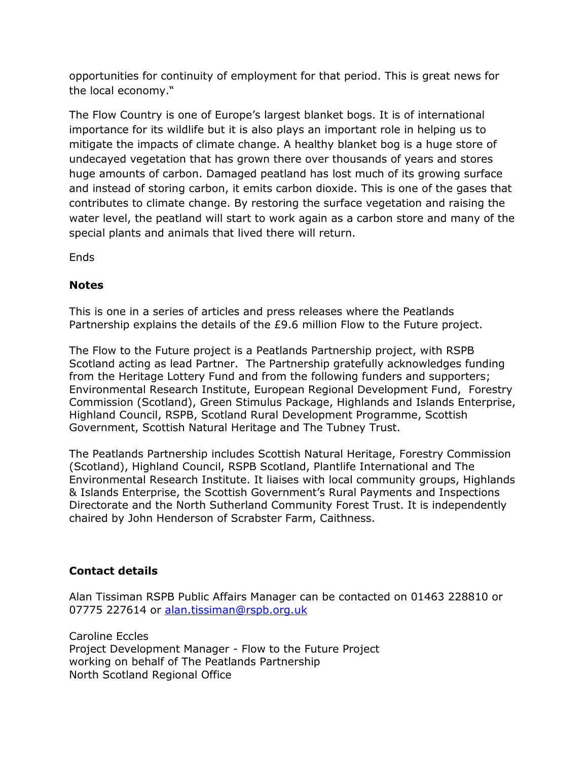opportunities for continuity of employment for that period. This is great news for the local economy."

The Flow Country is one of Europe's largest blanket bogs. It is of international importance for its wildlife but it is also plays an important role in helping us to mitigate the impacts of climate change. A healthy blanket bog is a huge store of undecayed vegetation that has grown there over thousands of years and stores huge amounts of carbon. Damaged peatland has lost much of its growing surface and instead of storing carbon, it emits carbon dioxide. This is one of the gases that contributes to climate change. By restoring the surface vegetation and raising the water level, the peatland will start to work again as a carbon store and many of the special plants and animals that lived there will return.

Ends

**Notes**

This is one in a series of articles and press releases where the Peatlands Partnership explains the details of the £9.6 million Flow to the Future project.

The Flow to the Future project is a Peatlands Partnership project, with RSPB Scotland acting as lead Partner. The Partnership gratefully acknowledges funding from the Heritage Lottery Fund and from the following funders and supporters; Environmental Research Institute, European Regional Development Fund, Forestry Commission (Scotland), Green Stimulus Package, Highlands and Islands Enterprise, Highland Council, RSPB, Scotland Rural Development Programme, Scottish Government, Scottish Natural Heritage and The Tubney Trust.

The Peatlands Partnership includes Scottish Natural Heritage, Forestry Commission (Scotland), Highland Council, RSPB Scotland, Plantlife International and The Environmental Research Institute. It liaises with local community groups, Highlands & Islands Enterprise, the Scottish Government's Rural Payments and Inspections Directorate and the North Sutherland Community Forest Trust. It is independently chaired by John Henderson of Scrabster Farm, Caithness.

**Contact details**

Alan Tissiman RSPB Public Affairs Manager can be contacted on 01463 228810 or 07775 227614 or alan.tissiman@rspb.org.uk

Caroline Eccles
Project Development Manager - Flow to the Future Project
working on behalf of The Peatlands Partnership
North Scotland Regional Office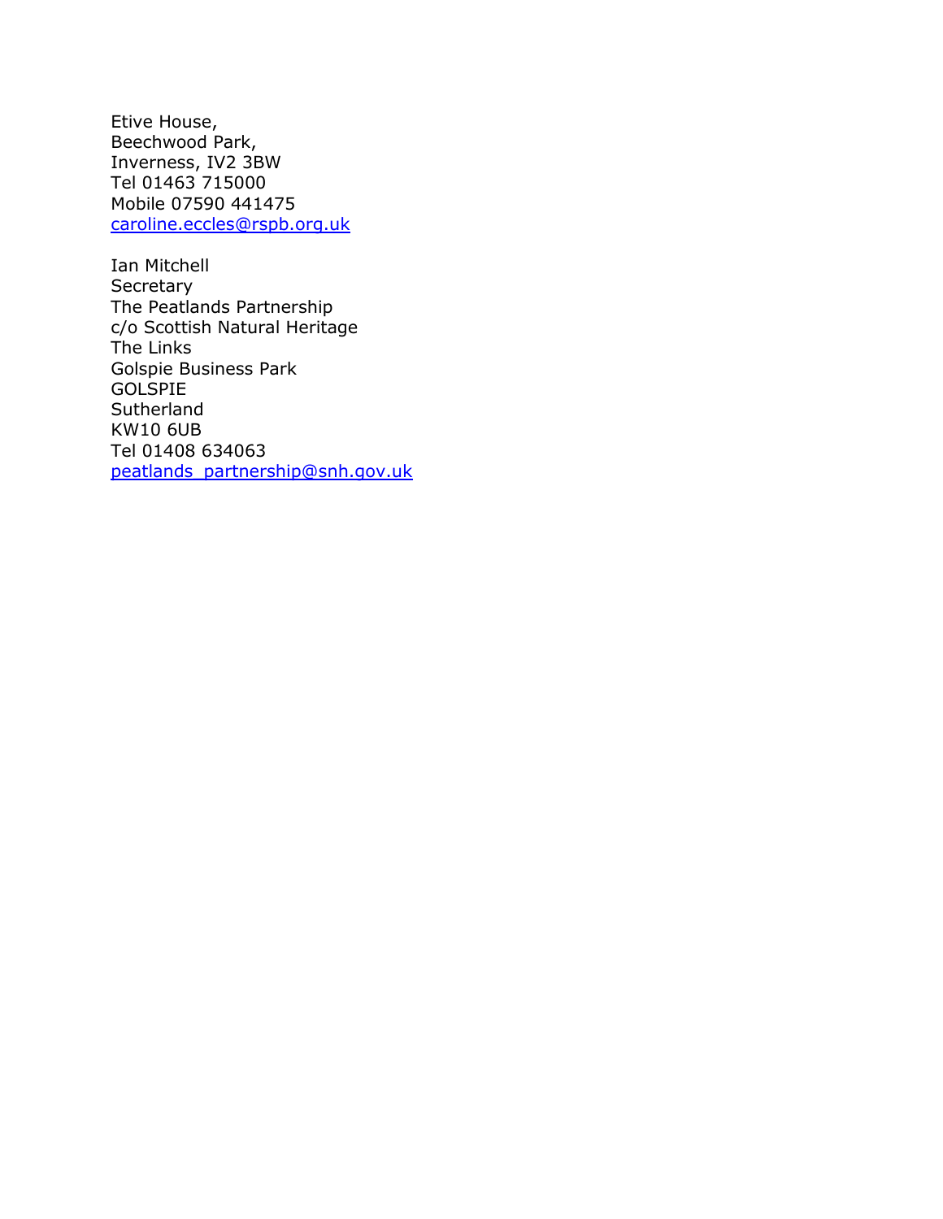Etive House,  
Beechwood Park,  
Inverness, IV2 3BW  
Tel 01463 715000  
Mobile 07590 441475  
caroline.eccles@rspb.org.uk

Ian Mitchell  
Secretary  
The Peatlands Partnership  
c/o Scottish Natural Heritage  
The Links  
Golspie Business Park  
GOLSPIE  
Sutherland  
KW10 6UB  
Tel 01408 634063  
peatlands_partnership@snh.gov.uk